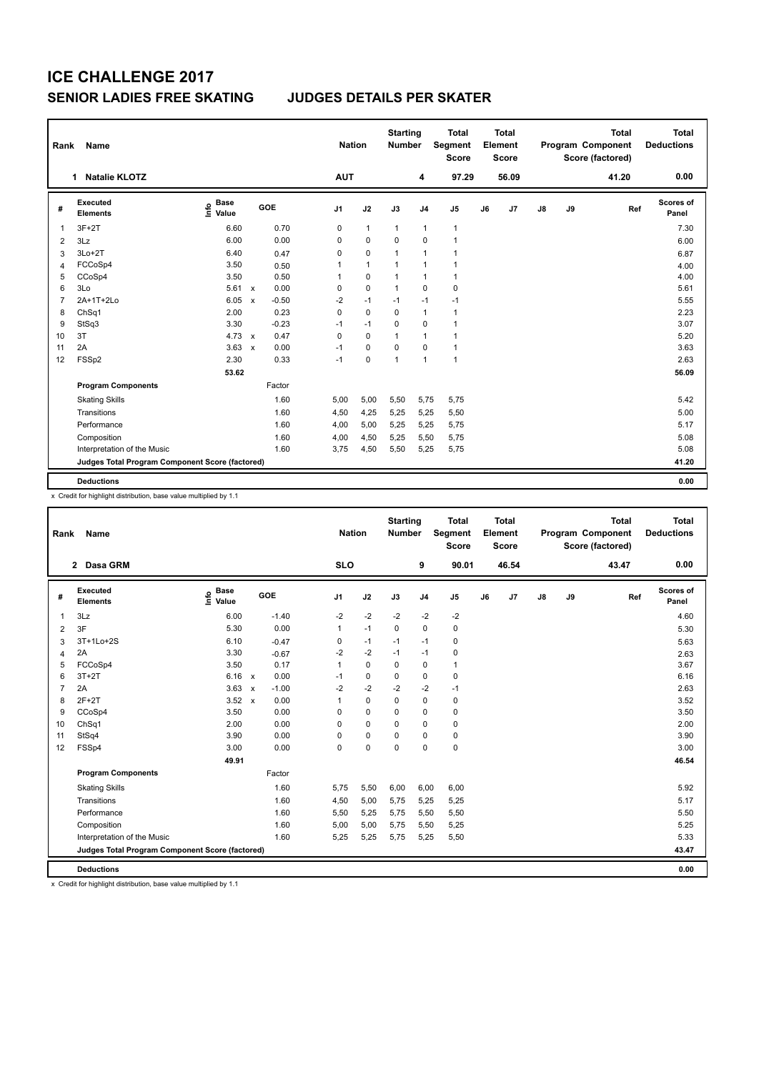# ICE CHALLENGE 2017

## SENIOR LADIES FREE SKATING    JUDGES DETAILS PER SKATER

| Rank | Name | Nation | Starting Number | Total Segment Score | Total Element Score | Total Program Component Score (factored) | Total Deductions |
|---|---|---|---|---|---|---|---|
| 1 | Natalie KLOTZ | AUT | 4 | 97.29 | 56.09 | 41.20 | 0.00 |

| # | Executed Elements | Info | Base Value | | GOE | J1 | J2 | J3 | J4 | J5 | J6 | J7 | J8 | J9 | Ref | Scores of Panel |
|---|---|---|---|---|---|---|---|---|---|---|---|---|---|---|---|---|
| 1 | 3F+2T | | 6.60 | | 0.70 | 0 | 1 | 1 | 1 | 1 | | | | | | 7.30 |
| 2 | 3Lz | | 6.00 | | 0.00 | 0 | 0 | 0 | 0 | 1 | | | | | | 6.00 |
| 3 | 3Lo+2T | | 6.40 | | 0.47 | 0 | 0 | 1 | 1 | 1 | | | | | | 6.87 |
| 4 | FCCoSp4 | | 3.50 | | 0.50 | 1 | 1 | 1 | 1 | 1 | | | | | | 4.00 |
| 5 | CCoSp4 | | 3.50 | | 0.50 | 1 | 0 | 1 | 1 | 1 | | | | | | 4.00 |
| 6 | 3Lo | | 5.61 | x | 0.00 | 0 | 0 | 1 | 0 | 0 | | | | | | 5.61 |
| 7 | 2A+1T+2Lo | | 6.05 | x | -0.50 | -2 | -1 | -1 | -1 | -1 | | | | | | 5.55 |
| 8 | ChSq1 | | 2.00 | | 0.23 | 0 | 0 | 0 | 1 | 1 | | | | | | 2.23 |
| 9 | StSq3 | | 3.30 | | -0.23 | -1 | -1 | 0 | 0 | 1 | | | | | | 3.07 |
| 10 | 3T | | 4.73 | x | 0.47 | 0 | 0 | 1 | 1 | 1 | | | | | | 5.20 |
| 11 | 2A | | 3.63 | x | 0.00 | -1 | 0 | 0 | 0 | 1 | | | | | | 3.63 |
| 12 | FSSp2 | | 2.30 | | 0.33 | -1 | 0 | 1 | 1 | 1 | | | | | | 2.63 |
| | | | 53.62 | | | | | | | | | | | | | 56.09 |
| | **Program Components** | | | | Factor | | | | | | | | | | | |
| | Skating Skills | | | | 1.60 | 5,00 | 5,00 | 5,50 | 5,75 | 5,75 | | | | | | 5.42 |
| | Transitions | | | | 1.60 | 4,50 | 4,25 | 5,25 | 5,25 | 5,50 | | | | | | 5.00 |
| | Performance | | | | 1.60 | 4,00 | 5,00 | 5,25 | 5,25 | 5,75 | | | | | | 5.17 |
| | Composition | | | | 1.60 | 4,00 | 4,50 | 5,25 | 5,50 | 5,75 | | | | | | 5.08 |
| | Interpretation of the Music | | | | 1.60 | 3,75 | 4,50 | 5,50 | 5,25 | 5,75 | | | | | | 5.08 |
| | **Judges Total Program Component Score (factored)** | | | | | | | | | | | | | | | 41.20 |
| | **Deductions** | | | | | | | | | | | | | | | 0.00 |

x Credit for highlight distribution, base value multiplied by 1.1

| Rank | Name | Nation | Starting Number | Total Segment Score | Total Element Score | Total Program Component Score (factored) | Total Deductions |
|---|---|---|---|---|---|---|---|
| 2 | Dasa GRM | SLO | 9 | 90.01 | 46.54 | 43.47 | 0.00 |

| # | Executed Elements | Info | Base Value | | GOE | J1 | J2 | J3 | J4 | J5 | J6 | J7 | J8 | J9 | Ref | Scores of Panel |
|---|---|---|---|---|---|---|---|---|---|---|---|---|---|---|---|---|
| 1 | 3Lz | | 6.00 | | -1.40 | -2 | -2 | -2 | -2 | -2 | | | | | | 4.60 |
| 2 | 3F | | 5.30 | | 0.00 | 1 | -1 | 0 | 0 | 0 | | | | | | 5.30 |
| 3 | 3T+1Lo+2S | | 6.10 | | -0.47 | 0 | -1 | -1 | -1 | 0 | | | | | | 5.63 |
| 4 | 2A | | 3.30 | | -0.67 | -2 | -2 | -1 | -1 | 0 | | | | | | 2.63 |
| 5 | FCCoSp4 | | 3.50 | | 0.17 | 1 | 0 | 0 | 0 | 1 | | | | | | 3.67 |
| 6 | 3T+2T | | 6.16 | x | 0.00 | -1 | 0 | 0 | 0 | 0 | | | | | | 6.16 |
| 7 | 2A | | 3.63 | x | -1.00 | -2 | -2 | -2 | -2 | -1 | | | | | | 2.63 |
| 8 | 2F+2T | | 3.52 | x | 0.00 | 1 | 0 | 0 | 0 | 0 | | | | | | 3.52 |
| 9 | CCoSp4 | | 3.50 | | 0.00 | 0 | 0 | 0 | 0 | 0 | | | | | | 3.50 |
| 10 | ChSq1 | | 2.00 | | 0.00 | 0 | 0 | 0 | 0 | 0 | | | | | | 2.00 |
| 11 | StSq4 | | 3.90 | | 0.00 | 0 | 0 | 0 | 0 | 0 | | | | | | 3.90 |
| 12 | FSSp4 | | 3.00 | | 0.00 | 0 | 0 | 0 | 0 | 0 | | | | | | 3.00 |
| | | | 49.91 | | | | | | | | | | | | | 46.54 |
| | **Program Components** | | | | Factor | | | | | | | | | | | |
| | Skating Skills | | | | 1.60 | 5,75 | 5,50 | 6,00 | 6,00 | 6,00 | | | | | | 5.92 |
| | Transitions | | | | 1.60 | 4,50 | 5,00 | 5,75 | 5,25 | 5,25 | | | | | | 5.17 |
| | Performance | | | | 1.60 | 5,50 | 5,25 | 5,75 | 5,50 | 5,50 | | | | | | 5.50 |
| | Composition | | | | 1.60 | 5,00 | 5,00 | 5,75 | 5,50 | 5,25 | | | | | | 5.25 |
| | Interpretation of the Music | | | | 1.60 | 5,25 | 5,25 | 5,75 | 5,25 | 5,50 | | | | | | 5.33 |
| | **Judges Total Program Component Score (factored)** | | | | | | | | | | | | | | | 43.47 |
| | **Deductions** | | | | | | | | | | | | | | | 0.00 |

x Credit for highlight distribution, base value multiplied by 1.1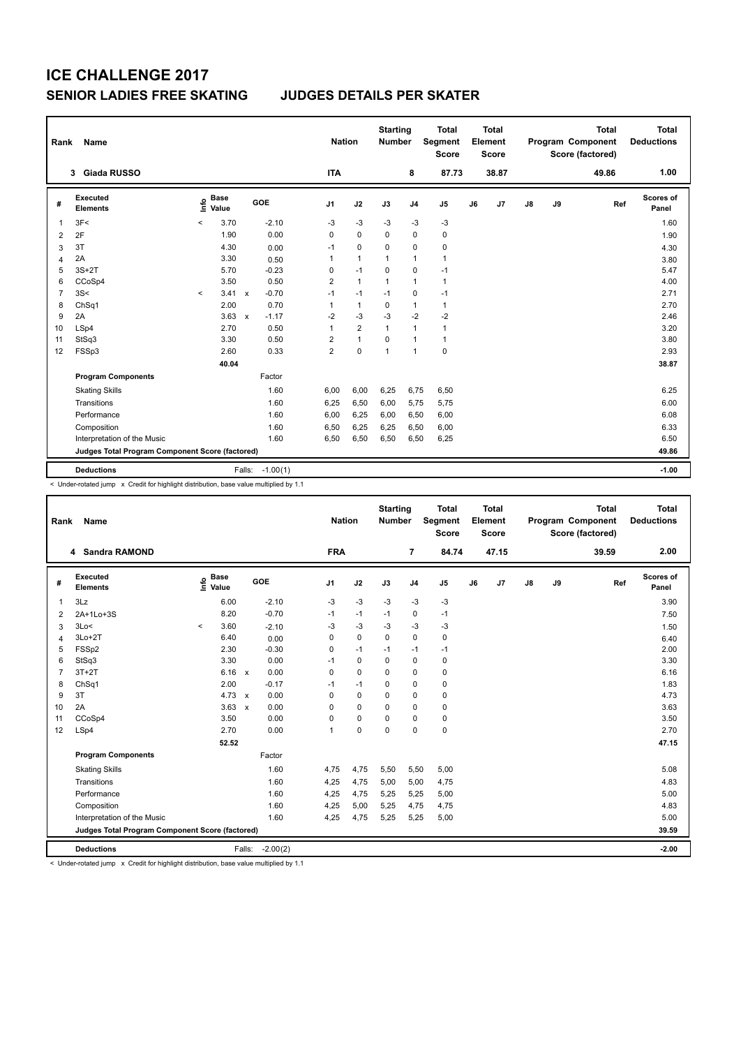# ICE CHALLENGE 2017

## SENIOR LADIES FREE SKATING JUDGES DETAILS PER SKATER

| Rank | Name | Nation | Starting Number | Total Segment Score | Total Element Score | Total Program Component Score (factored) | Total Deductions |
|---|---|---|---|---|---|---|---|
| 3 | Giada RUSSO | ITA | 8 | 87.73 | 38.87 | 49.86 | 1.00 |

| # | Executed Elements | Info | Base Value | | GOE | J1 | J2 | J3 | J4 | J5 | J6 | J7 | J8 | J9 | Ref | Scores of Panel |
|---|---|---|---|---|---|---|---|---|---|---|---|---|---|---|---|---|
| 1 | 3F< | < | 3.70 | | -2.10 | -3 | -3 | -3 | -3 | -3 | | | | | | 1.60 |
| 2 | 2F | | 1.90 | | 0.00 | 0 | 0 | 0 | 0 | 0 | | | | | | 1.90 |
| 3 | 3T | | 4.30 | | 0.00 | -1 | 0 | 0 | 0 | 0 | | | | | | 4.30 |
| 4 | 2A | | 3.30 | | 0.50 | 1 | 1 | 1 | 1 | 1 | | | | | | 3.80 |
| 5 | 3S+2T | | 5.70 | | -0.23 | 0 | -1 | 0 | 0 | -1 | | | | | | 5.47 |
| 6 | CCoSp4 | | 3.50 | | 0.50 | 2 | 1 | 1 | 1 | 1 | | | | | | 4.00 |
| 7 | 3S< | < | 3.41 | x | -0.70 | -1 | -1 | -1 | 0 | -1 | | | | | | 2.71 |
| 8 | ChSq1 | | 2.00 | | 0.70 | 1 | 1 | 0 | 1 | 1 | | | | | | 2.70 |
| 9 | 2A | | 3.63 | x | -1.17 | -2 | -3 | -3 | -2 | -2 | | | | | | 2.46 |
| 10 | LSp4 | | 2.70 | | 0.50 | 1 | 2 | 1 | 1 | 1 | | | | | | 3.20 |
| 11 | StSq3 | | 3.30 | | 0.50 | 2 | 1 | 0 | 1 | 1 | | | | | | 3.80 |
| 12 | FSSp3 | | 2.60 | | 0.33 | 2 | 0 | 1 | 1 | 0 | | | | | | 2.93 |
| | | | 40.04 | | | | | | | | | | | | | 38.87 |
| | **Program Components** | | | | Factor | | | | | | | | | | | |
| | Skating Skills | | | | 1.60 | 6,00 | 6,00 | 6,25 | 6,75 | 6,50 | | | | | | 6.25 |
| | Transitions | | | | 1.60 | 6,25 | 6,50 | 6,00 | 5,75 | 5,75 | | | | | | 6.00 |
| | Performance | | | | 1.60 | 6,00 | 6,25 | 6,00 | 6,50 | 6,00 | | | | | | 6.08 |
| | Composition | | | | 1.60 | 6,50 | 6,25 | 6,25 | 6,50 | 6,00 | | | | | | 6.33 |
| | Interpretation of the Music | | | | 1.60 | 6,50 | 6,50 | 6,50 | 6,50 | 6,25 | | | | | | 6.50 |
| | **Judges Total Program Component Score (factored)** | | | | | | | | | | | | | | | 49.86 |
| | **Deductions** | | | Falls: | -1.00(1) | | | | | | | | | | | -1.00 |

< Under-rotated jump x Credit for highlight distribution, base value multiplied by 1.1

| Rank | Name | Nation | Starting Number | Total Segment Score | Total Element Score | Total Program Component Score (factored) | Total Deductions |
|---|---|---|---|---|---|---|---|
| 4 | Sandra RAMOND | FRA | 7 | 84.74 | 47.15 | 39.59 | 2.00 |

| # | Executed Elements | Info | Base Value | | GOE | J1 | J2 | J3 | J4 | J5 | J6 | J7 | J8 | J9 | Ref | Scores of Panel |
|---|---|---|---|---|---|---|---|---|---|---|---|---|---|---|---|---|
| 1 | 3Lz | | 6.00 | | -2.10 | -3 | -3 | -3 | -3 | -3 | | | | | | 3.90 |
| 2 | 2A+1Lo+3S | | 8.20 | | -0.70 | -1 | -1 | -1 | 0 | -1 | | | | | | 7.50 |
| 3 | 3Lo< | < | 3.60 | | -2.10 | -3 | -3 | -3 | -3 | -3 | | | | | | 1.50 |
| 4 | 3Lo+2T | | 6.40 | | 0.00 | 0 | 0 | 0 | 0 | 0 | | | | | | 6.40 |
| 5 | FSSp2 | | 2.30 | | -0.30 | 0 | -1 | -1 | -1 | -1 | | | | | | 2.00 |
| 6 | StSq3 | | 3.30 | | 0.00 | -1 | 0 | 0 | 0 | 0 | | | | | | 3.30 |
| 7 | 3T+2T | | 6.16 | x | 0.00 | 0 | 0 | 0 | 0 | 0 | | | | | | 6.16 |
| 8 | ChSq1 | | 2.00 | | -0.17 | -1 | -1 | 0 | 0 | 0 | | | | | | 1.83 |
| 9 | 3T | | 4.73 | x | 0.00 | 0 | 0 | 0 | 0 | 0 | | | | | | 4.73 |
| 10 | 2A | | 3.63 | x | 0.00 | 0 | 0 | 0 | 0 | 0 | | | | | | 3.63 |
| 11 | CCoSp4 | | 3.50 | | 0.00 | 0 | 0 | 0 | 0 | 0 | | | | | | 3.50 |
| 12 | LSp4 | | 2.70 | | 0.00 | 1 | 0 | 0 | 0 | 0 | | | | | | 2.70 |
| | | | 52.52 | | | | | | | | | | | | | 47.15 |
| | **Program Components** | | | | Factor | | | | | | | | | | | |
| | Skating Skills | | | | 1.60 | 4,75 | 4,75 | 5,50 | 5,50 | 5,00 | | | | | | 5.08 |
| | Transitions | | | | 1.60 | 4,25 | 4,75 | 5,00 | 5,00 | 4,75 | | | | | | 4.83 |
| | Performance | | | | 1.60 | 4,25 | 4,75 | 5,25 | 5,25 | 5,00 | | | | | | 5.00 |
| | Composition | | | | 1.60 | 4,25 | 5,00 | 5,25 | 4,75 | 4,75 | | | | | | 4.83 |
| | Interpretation of the Music | | | | 1.60 | 4,25 | 4,75 | 5,25 | 5,25 | 5,00 | | | | | | 5.00 |
| | **Judges Total Program Component Score (factored)** | | | | | | | | | | | | | | | 39.59 |
| | **Deductions** | | | Falls: | -2.00(2) | | | | | | | | | | | -2.00 |

< Under-rotated jump x Credit for highlight distribution, base value multiplied by 1.1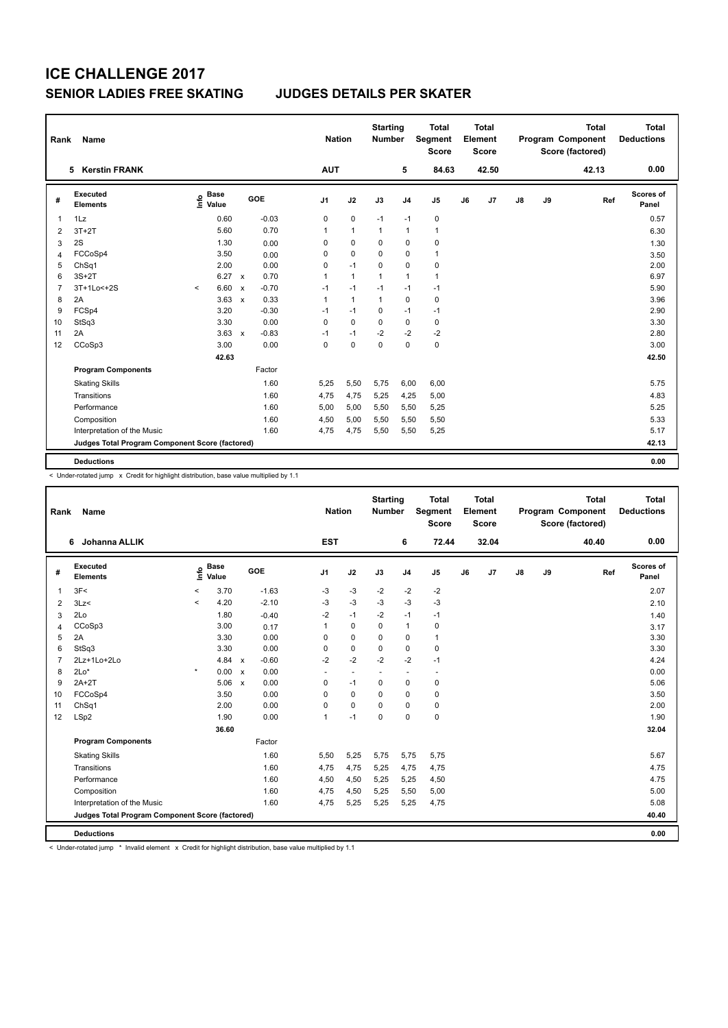# ICE CHALLENGE 2017

## SENIOR LADIES FREE SKATING JUDGES DETAILS PER SKATER

| Rank | Name | Nation | Starting Number | Total Segment Score | Total Element Score | Total Program Component Score (factored) | Total Deductions |
|---|---|---|---|---|---|---|---|
| 5 | Kerstin FRANK | AUT | 5 | 84.63 | 42.50 | 42.13 | 0.00 |

| # | Executed Elements | Info | Base Value | | GOE | J1 | J2 | J3 | J4 | J5 | J6 | J7 | J8 | J9 | Ref | Scores of Panel |
|---|---|---|---|---|---|---|---|---|---|---|---|---|---|---|---|---|
| 1 | 1Lz | | 0.60 | | -0.03 | 0 | 0 | -1 | -1 | 0 | | | | | | 0.57 |
| 2 | 3T+2T | | 5.60 | | 0.70 | 1 | 1 | 1 | 1 | 1 | | | | | | 6.30 |
| 3 | 2S | | 1.30 | | 0.00 | 0 | 0 | 0 | 0 | 0 | | | | | | 1.30 |
| 4 | FCCoSp4 | | 3.50 | | 0.00 | 0 | 0 | 0 | 0 | 1 | | | | | | 3.50 |
| 5 | ChSq1 | | 2.00 | | 0.00 | 0 | -1 | 0 | 0 | 0 | | | | | | 2.00 |
| 6 | 3S+2T | | 6.27 | x | 0.70 | 1 | 1 | 1 | 1 | 1 | | | | | | 6.97 |
| 7 | 3T+1Lo<+2S | < | 6.60 | x | -0.70 | -1 | -1 | -1 | -1 | -1 | | | | | | 5.90 |
| 8 | 2A | | 3.63 | x | 0.33 | 1 | 1 | 1 | 0 | 0 | | | | | | 3.96 |
| 9 | FCSp4 | | 3.20 | | -0.30 | -1 | -1 | 0 | -1 | -1 | | | | | | 2.90 |
| 10 | StSq3 | | 3.30 | | 0.00 | 0 | 0 | 0 | 0 | 0 | | | | | | 3.30 |
| 11 | 2A | | 3.63 | x | -0.83 | -1 | -1 | -2 | -2 | -2 | | | | | | 2.80 |
| 12 | CCoSp3 | | 3.00 | | 0.00 | 0 | 0 | 0 | 0 | 0 | | | | | | 3.00 |
| | | | 42.63 | | | | | | | | | | | | | 42.50 |
| | **Program Components** | | | | Factor | | | | | | | | | | | |
| | Skating Skills | | | | 1.60 | 5,25 | 5,50 | 5,75 | 6,00 | 6,00 | | | | | | 5.75 |
| | Transitions | | | | 1.60 | 4,75 | 4,75 | 5,25 | 4,25 | 5,00 | | | | | | 4.83 |
| | Performance | | | | 1.60 | 5,00 | 5,00 | 5,50 | 5,50 | 5,25 | | | | | | 5.25 |
| | Composition | | | | 1.60 | 4,50 | 5,00 | 5,50 | 5,50 | 5,50 | | | | | | 5.33 |
| | Interpretation of the Music | | | | 1.60 | 4,75 | 4,75 | 5,50 | 5,50 | 5,25 | | | | | | 5.17 |
| | **Judges Total Program Component Score (factored)** | | | | | | | | | | | | | | | 42.13 |
| | **Deductions** | | | | | | | | | | | | | | | 0.00 |

< Under-rotated jump x Credit for highlight distribution, base value multiplied by 1.1

| Rank | Name | Nation | Starting Number | Total Segment Score | Total Element Score | Total Program Component Score (factored) | Total Deductions |
|---|---|---|---|---|---|---|---|
| 6 | Johanna ALLIK | EST | 6 | 72.44 | 32.04 | 40.40 | 0.00 |

| # | Executed Elements | Info | Base Value | | GOE | J1 | J2 | J3 | J4 | J5 | J6 | J7 | J8 | J9 | Ref | Scores of Panel |
|---|---|---|---|---|---|---|---|---|---|---|---|---|---|---|---|---|
| 1 | 3F< | < | 3.70 | | -1.63 | -3 | -3 | -2 | -2 | -2 | | | | | | 2.07 |
| 2 | 3Lz< | < | 4.20 | | -2.10 | -3 | -3 | -3 | -3 | -3 | | | | | | 2.10 |
| 3 | 2Lo | | 1.80 | | -0.40 | -2 | -1 | -2 | -1 | -1 | | | | | | 1.40 |
| 4 | CCoSp3 | | 3.00 | | 0.17 | 1 | 0 | 0 | 1 | 0 | | | | | | 3.17 |
| 5 | 2A | | 3.30 | | 0.00 | 0 | 0 | 0 | 0 | 1 | | | | | | 3.30 |
| 6 | StSq3 | | 3.30 | | 0.00 | 0 | 0 | 0 | 0 | 0 | | | | | | 3.30 |
| 7 | 2Lz+1Lo+2Lo | | 4.84 | x | -0.60 | -2 | -2 | -2 | -2 | -1 | | | | | | 4.24 |
| 8 | 2Lo* | * | 0.00 | x | 0.00 | - | - | - | - | - | | | | | | 0.00 |
| 9 | 2A+2T | | 5.06 | x | 0.00 | 0 | -1 | 0 | 0 | 0 | | | | | | 5.06 |
| 10 | FCCoSp4 | | 3.50 | | 0.00 | 0 | 0 | 0 | 0 | 0 | | | | | | 3.50 |
| 11 | ChSq1 | | 2.00 | | 0.00 | 0 | 0 | 0 | 0 | 0 | | | | | | 2.00 |
| 12 | LSp2 | | 1.90 | | 0.00 | 1 | -1 | 0 | 0 | 0 | | | | | | 1.90 |
| | | | 36.60 | | | | | | | | | | | | | 32.04 |
| | **Program Components** | | | | Factor | | | | | | | | | | | |
| | Skating Skills | | | | 1.60 | 5,50 | 5,25 | 5,75 | 5,75 | 5,75 | | | | | | 5.67 |
| | Transitions | | | | 1.60 | 4,75 | 4,75 | 5,25 | 4,75 | 4,75 | | | | | | 4.75 |
| | Performance | | | | 1.60 | 4,50 | 4,50 | 5,25 | 5,25 | 4,50 | | | | | | 4.75 |
| | Composition | | | | 1.60 | 4,75 | 4,50 | 5,25 | 5,50 | 5,00 | | | | | | 5.00 |
| | Interpretation of the Music | | | | 1.60 | 4,75 | 5,25 | 5,25 | 5,25 | 4,75 | | | | | | 5.08 |
| | **Judges Total Program Component Score (factored)** | | | | | | | | | | | | | | | 40.40 |
| | **Deductions** | | | | | | | | | | | | | | | 0.00 |

< Under-rotated jump * Invalid element x Credit for highlight distribution, base value multiplied by 1.1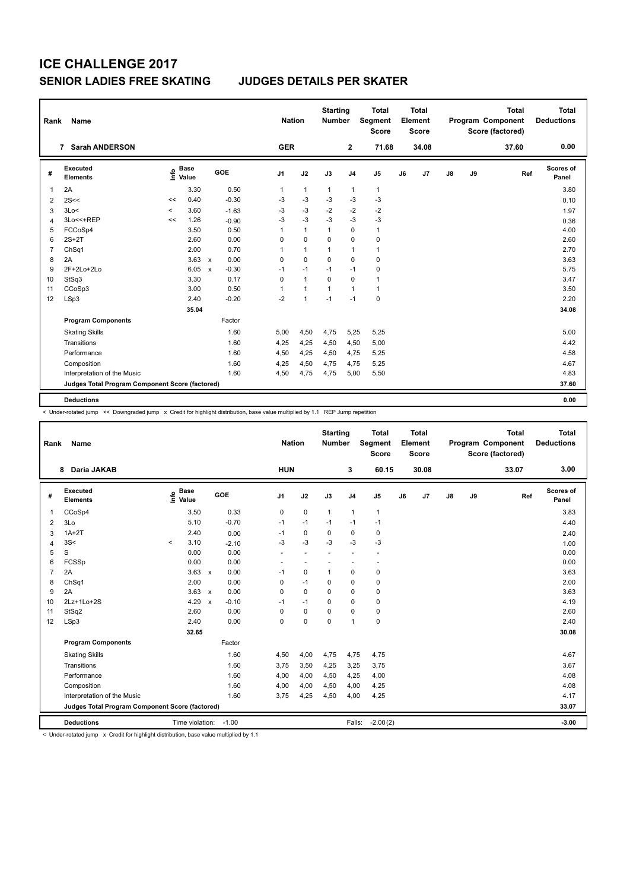# ICE CHALLENGE 2017

## SENIOR LADIES FREE SKATING    JUDGES DETAILS PER SKATER

| Rank | Name | Nation | Starting Number | Total Segment Score | Total Element Score | Total Program Component Score (factored) | Total Deductions |
|---|---|---|---|---|---|---|---|
| 7 | Sarah ANDERSON | GER | 2 | 71.68 | 34.08 | 37.60 | 0.00 |

| # | Executed Elements | Info | Base Value | | GOE | J1 | J2 | J3 | J4 | J5 | J6 | J7 | J8 | J9 | Ref | Scores of Panel |
|---|---|---|---|---|---|---|---|---|---|---|---|---|---|---|---|---|
| 1 | 2A | | 3.30 | | 0.50 | 1 | 1 | 1 | 1 | 1 | | | | | | 3.80 |
| 2 | 2S<< | << | 0.40 | | -0.30 | -3 | -3 | -3 | -3 | -3 | | | | | | 0.10 |
| 3 | 3Lo< | < | 3.60 | | -1.63 | -3 | -3 | -2 | -2 | -2 | | | | | | 1.97 |
| 4 | 3Lo<<+REP | << | 1.26 | | -0.90 | -3 | -3 | -3 | -3 | -3 | | | | | | 0.36 |
| 5 | FCCoSp4 | | 3.50 | | 0.50 | 1 | 1 | 1 | 0 | 1 | | | | | | 4.00 |
| 6 | 2S+2T | | 2.60 | | 0.00 | 0 | 0 | 0 | 0 | 0 | | | | | | 2.60 |
| 7 | ChSq1 | | 2.00 | | 0.70 | 1 | 1 | 1 | 1 | 1 | | | | | | 2.70 |
| 8 | 2A | | 3.63 | x | 0.00 | 0 | 0 | 0 | 0 | 0 | | | | | | 3.63 |
| 9 | 2F+2Lo+2Lo | | 6.05 | x | -0.30 | -1 | -1 | -1 | -1 | 0 | | | | | | 5.75 |
| 10 | StSq3 | | 3.30 | | 0.17 | 0 | 1 | 0 | 0 | 1 | | | | | | 3.47 |
| 11 | CCoSp3 | | 3.00 | | 0.50 | 1 | 1 | 1 | 1 | 1 | | | | | | 3.50 |
| 12 | LSp3 | | 2.40 | | -0.20 | -2 | 1 | -1 | -1 | 0 | | | | | | 2.20 |
| | | | 35.04 | | | | | | | | | | | | | 34.08 |
| | **Program Components** | | | | Factor | | | | | | | | | | | |
| | Skating Skills | | | | 1.60 | 5,00 | 4,50 | 4,75 | 5,25 | 5,25 | | | | | | 5.00 |
| | Transitions | | | | 1.60 | 4,25 | 4,25 | 4,50 | 4,50 | 5,00 | | | | | | 4.42 |
| | Performance | | | | 1.60 | 4,50 | 4,25 | 4,50 | 4,75 | 5,25 | | | | | | 4.58 |
| | Composition | | | | 1.60 | 4,25 | 4,50 | 4,75 | 4,75 | 5,25 | | | | | | 4.67 |
| | Interpretation of the Music | | | | 1.60 | 4,50 | 4,75 | 4,75 | 5,00 | 5,50 | | | | | | 4.83 |
| | **Judges Total Program Component Score (factored)** | | | | | | | | | | | | | | | 37.60 |
| | **Deductions** | | | | | | | | | | | | | | | 0.00 |

< Under-rotated jump << Downgraded jump x Credit for highlight distribution, base value multiplied by 1.1 REP Jump repetition

| Rank | Name | Nation | Starting Number | Total Segment Score | Total Element Score | Total Program Component Score (factored) | Total Deductions |
|---|---|---|---|---|---|---|---|
| 8 | Daria JAKAB | HUN | 3 | 60.15 | 30.08 | 33.07 | 3.00 |

| # | Executed Elements | Info | Base Value | | GOE | J1 | J2 | J3 | J4 | J5 | J6 | J7 | J8 | J9 | Ref | Scores of Panel |
|---|---|---|---|---|---|---|---|---|---|---|---|---|---|---|---|---|
| 1 | CCoSp4 | | 3.50 | | 0.33 | 0 | 0 | 1 | 1 | 1 | | | | | | 3.83 |
| 2 | 3Lo | | 5.10 | | -0.70 | -1 | -1 | -1 | -1 | -1 | | | | | | 4.40 |
| 3 | 1A+2T | | 2.40 | | 0.00 | -1 | 0 | 0 | 0 | 0 | | | | | | 2.40 |
| 4 | 3S< | < | 3.10 | | -2.10 | -3 | -3 | -3 | -3 | -3 | | | | | | 1.00 |
| 5 | S | | 0.00 | | 0.00 | - | - | - | - | - | | | | | | 0.00 |
| 6 | FCSSp | | 0.00 | | 0.00 | - | - | - | - | - | | | | | | 0.00 |
| 7 | 2A | | 3.63 | x | 0.00 | -1 | 0 | 1 | 0 | 0 | | | | | | 3.63 |
| 8 | ChSq1 | | 2.00 | | 0.00 | 0 | -1 | 0 | 0 | 0 | | | | | | 2.00 |
| 9 | 2A | | 3.63 | x | 0.00 | 0 | 0 | 0 | 0 | 0 | | | | | | 3.63 |
| 10 | 2Lz+1Lo+2S | | 4.29 | x | -0.10 | -1 | -1 | 0 | 0 | 0 | | | | | | 4.19 |
| 11 | StSq2 | | 2.60 | | 0.00 | 0 | 0 | 0 | 0 | 0 | | | | | | 2.60 |
| 12 | LSp3 | | 2.40 | | 0.00 | 0 | 0 | 0 | 1 | 0 | | | | | | 2.40 |
| | | | 32.65 | | | | | | | | | | | | | 30.08 |
| | **Program Components** | | | | Factor | | | | | | | | | | | |
| | Skating Skills | | | | 1.60 | 4,50 | 4,00 | 4,75 | 4,75 | 4,75 | | | | | | 4.67 |
| | Transitions | | | | 1.60 | 3,75 | 3,50 | 4,25 | 3,25 | 3,75 | | | | | | 3.67 |
| | Performance | | | | 1.60 | 4,00 | 4,00 | 4,50 | 4,25 | 4,00 | | | | | | 4.08 |
| | Composition | | | | 1.60 | 4,00 | 4,00 | 4,50 | 4,00 | 4,25 | | | | | | 4.08 |
| | Interpretation of the Music | | | | 1.60 | 3,75 | 4,25 | 4,50 | 4,00 | 4,25 | | | | | | 4.17 |
| | **Judges Total Program Component Score (factored)** | | | | | | | | | | | | | | | 33.07 |
| | **Deductions** | Time violation: | -1.00 | | | | | | Falls: | -2.00(2) | | | | | | -3.00 |

< Under-rotated jump x Credit for highlight distribution, base value multiplied by 1.1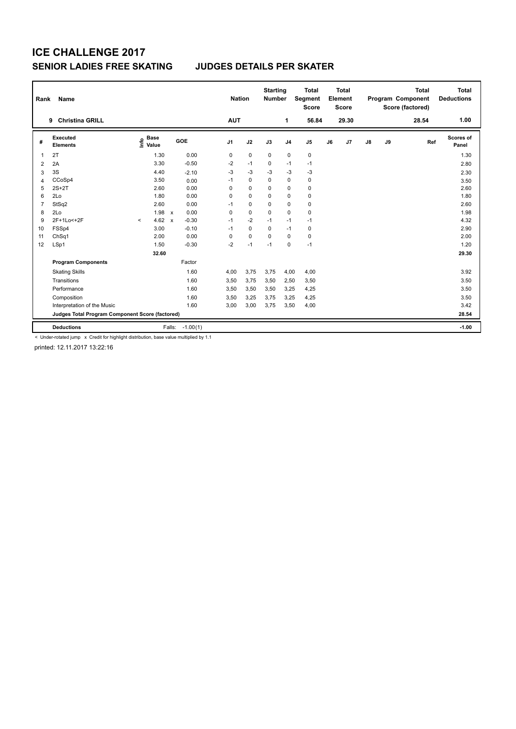# ICE CHALLENGE 2017

## SENIOR LADIES FREE SKATING JUDGES DETAILS PER SKATER

| Rank | Name | Nation | Starting Number | Total Segment Score | Total Element Score | Total Program Component Score (factored) | Total Deductions |
|---|---|---|---|---|---|---|---|
| 9 | Christina GRILL | AUT | 1 | 56.84 | 29.30 | 28.54 | 1.00 |

| # | Executed Elements | Info | Base Value | | GOE | J1 | J2 | J3 | J4 | J5 | J6 | J7 | J8 | J9 | Ref | Scores of Panel |
|---|---|---|---|---|---|---|---|---|---|---|---|---|---|---|---|---|
| 1 | 2T | | 1.30 | | 0.00 | 0 | 0 | 0 | 0 | 0 | | | | | | 1.30 |
| 2 | 2A | | 3.30 | | -0.50 | -2 | -1 | 0 | -1 | -1 | | | | | | 2.80 |
| 3 | 3S | | 4.40 | | -2.10 | -3 | -3 | -3 | -3 | -3 | | | | | | 2.30 |
| 4 | CCoSp4 | | 3.50 | | 0.00 | -1 | 0 | 0 | 0 | 0 | | | | | | 3.50 |
| 5 | 2S+2T | | 2.60 | | 0.00 | 0 | 0 | 0 | 0 | 0 | | | | | | 2.60 |
| 6 | 2Lo | | 1.80 | | 0.00 | 0 | 0 | 0 | 0 | 0 | | | | | | 1.80 |
| 7 | StSq2 | | 2.60 | | 0.00 | -1 | 0 | 0 | 0 | 0 | | | | | | 2.60 |
| 8 | 2Lo | | 1.98 | x | 0.00 | 0 | 0 | 0 | 0 | 0 | | | | | | 1.98 |
| 9 | 2F+1Lo<+2F | < | 4.62 | x | -0.30 | -1 | -2 | -1 | -1 | -1 | | | | | | 4.32 |
| 10 | FSSp4 | | 3.00 | | -0.10 | -1 | 0 | 0 | -1 | 0 | | | | | | 2.90 |
| 11 | ChSq1 | | 2.00 | | 0.00 | 0 | 0 | 0 | 0 | 0 | | | | | | 2.00 |
| 12 | LSp1 | | 1.50 | | -0.30 | -2 | -1 | -1 | 0 | -1 | | | | | | 1.20 |
| | | | 32.60 | | | | | | | | | | | | | 29.30 |
| | **Program Components** | | | | Factor | | | | | | | | | | | |
| | Skating Skills | | | | 1.60 | 4,00 | 3,75 | 3,75 | 4,00 | 4,00 | | | | | | 3.92 |
| | Transitions | | | | 1.60 | 3,50 | 3,75 | 3,50 | 2,50 | 3,50 | | | | | | 3.50 |
| | Performance | | | | 1.60 | 3,50 | 3,50 | 3,50 | 3,25 | 4,25 | | | | | | 3.50 |
| | Composition | | | | 1.60 | 3,50 | 3,25 | 3,75 | 3,25 | 4,25 | | | | | | 3.50 |
| | Interpretation of the Music | | | | 1.60 | 3,00 | 3,00 | 3,75 | 3,50 | 4,00 | | | | | | 3.42 |
| | **Judges Total Program Component Score (factored)** | | | | | | | | | | | | | | | 28.54 |
| | **Deductions** | | | Falls: | -1.00(1) | | | | | | | | | | | -1.00 |

< Under-rotated jump x Credit for highlight distribution, base value multiplied by 1.1

printed: 12.11.2017 13:22:16